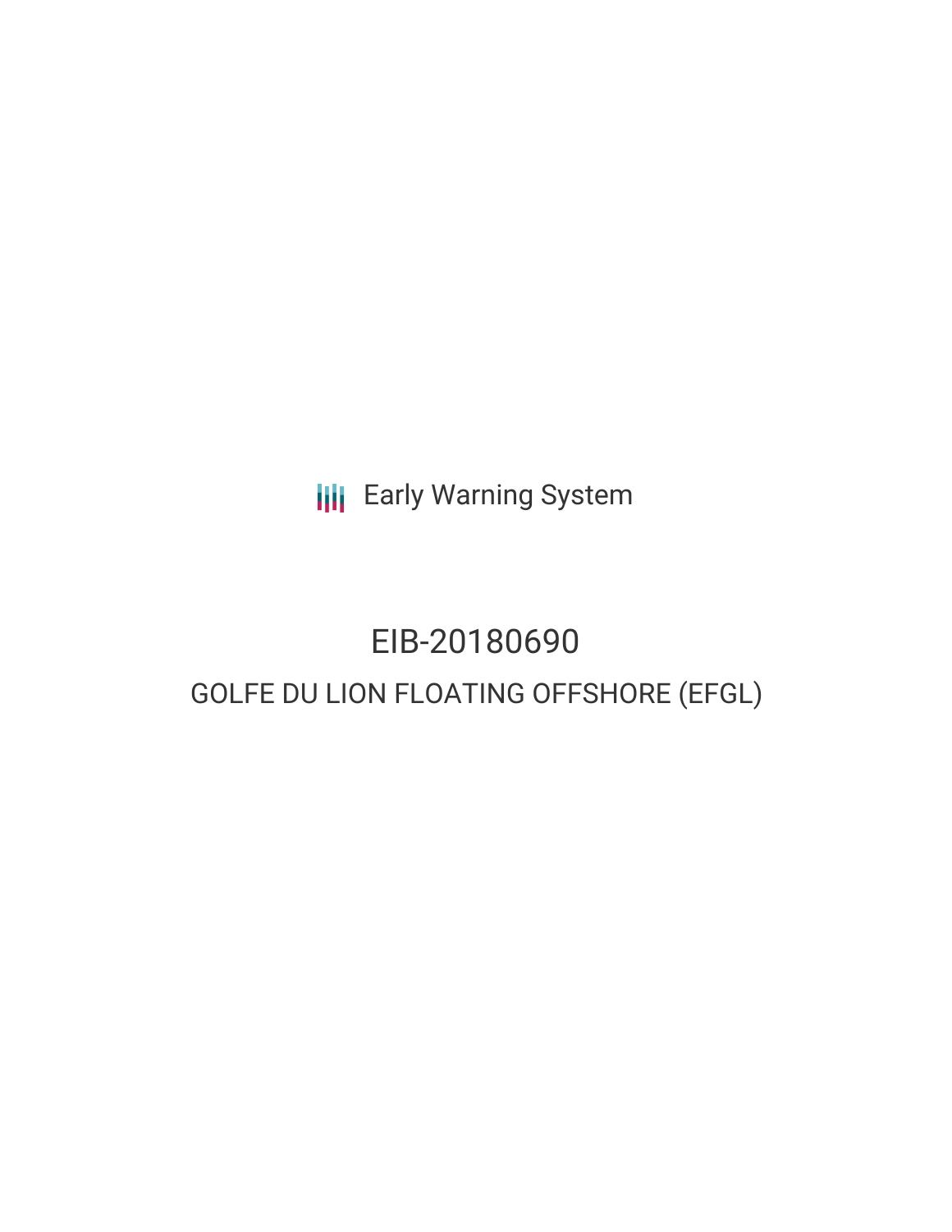Early Warning System

# EIB-20180690

## GOLFE DU LION FLOATING OFFSHORE (EFGL)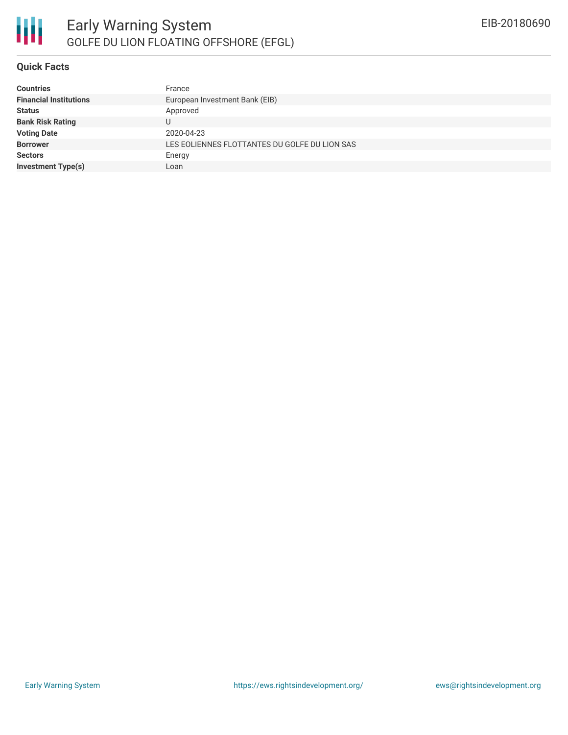## Quick Facts

| | |
|---|---|
| **Countries** | France |
| **Financial Institutions** | European Investment Bank (EIB) |
| **Status** | Approved |
| **Bank Risk Rating** | U |
| **Voting Date** | 2020-04-23 |
| **Borrower** | LES EOLIENNES FLOTTANTES DU GOLFE DU LION SAS |
| **Sectors** | Energy |
| **Investment Type(s)** | Loan |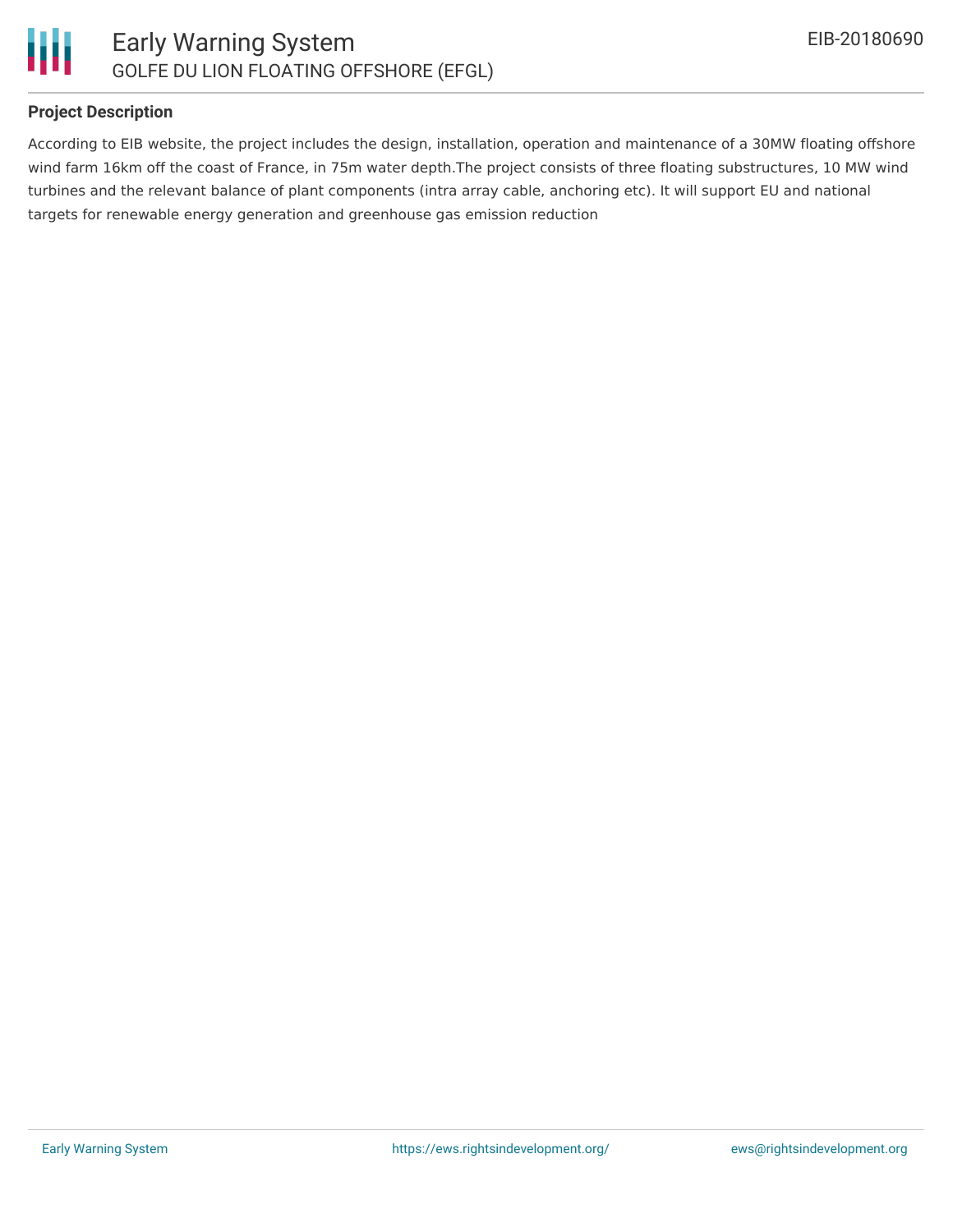### Project Description

According to EIB website, the project includes the design, installation, operation and maintenance of a 30MW floating offshore wind farm 16km off the coast of France, in 75m water depth.The project consists of three floating substructures, 10 MW wind turbines and the relevant balance of plant components (intra array cable, anchoring etc). It will support EU and national targets for renewable energy generation and greenhouse gas emission reduction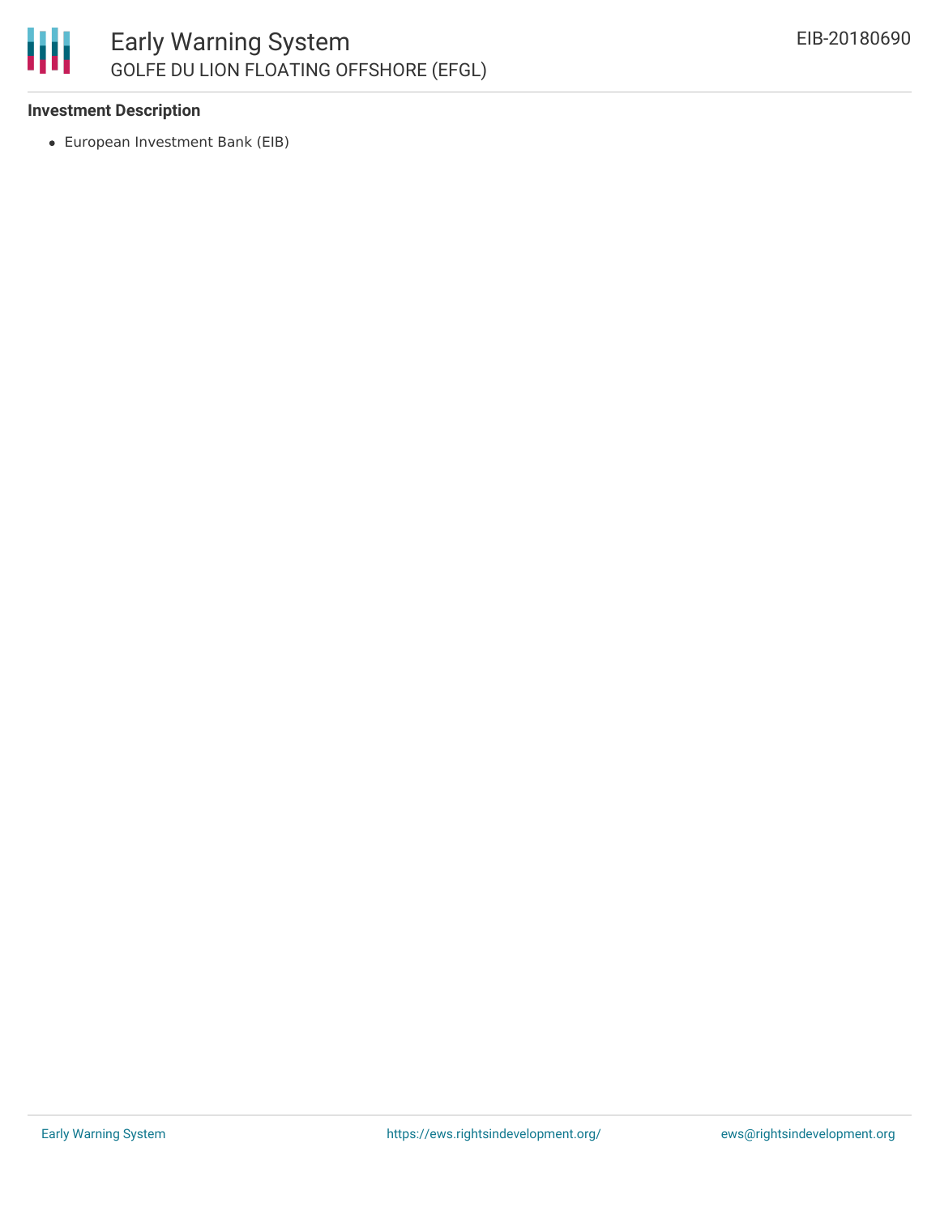### Investment Description

- European Investment Bank (EIB)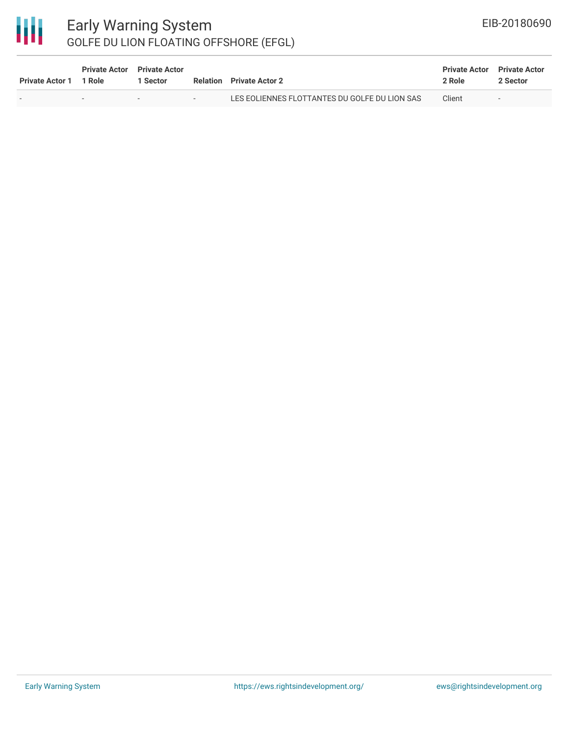| Private Actor 1 | Private Actor 1 Role | Private Actor 1 Sector | Relation | Private Actor 2 | Private Actor 2 Role | Private Actor 2 Sector |
| --- | --- | --- | --- | --- | --- | --- |
| - | - | - | - | LES EOLIENNES FLOTTANTES DU GOLFE DU LION SAS | Client | - |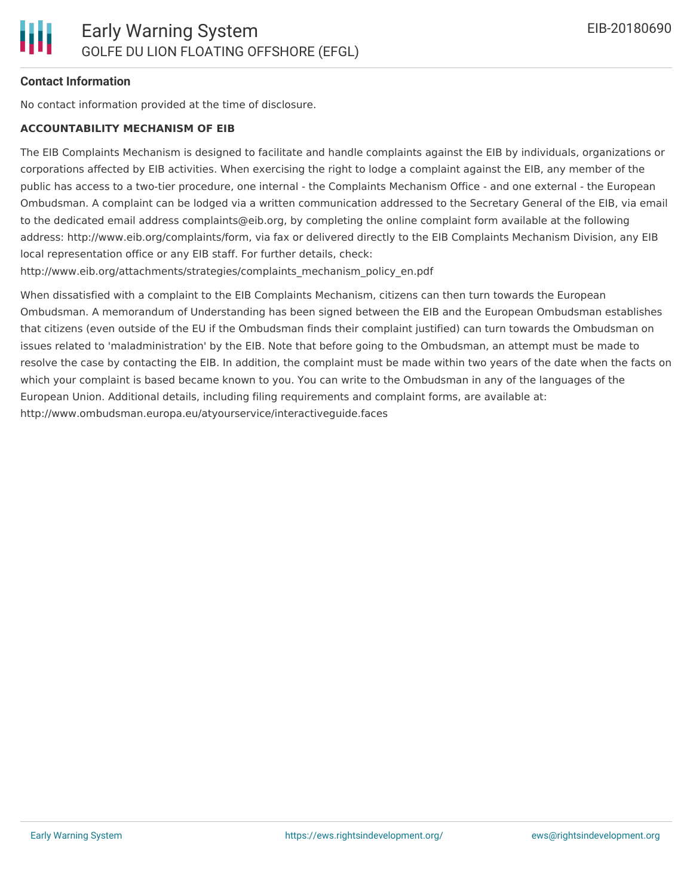#### Contact Information

No contact information provided at the time of disclosure.

**ACCOUNTABILITY MECHANISM OF EIB**

The EIB Complaints Mechanism is designed to facilitate and handle complaints against the EIB by individuals, organizations or corporations affected by EIB activities. When exercising the right to lodge a complaint against the EIB, any member of the public has access to a two-tier procedure, one internal - the Complaints Mechanism Office - and one external - the European Ombudsman. A complaint can be lodged via a written communication addressed to the Secretary General of the EIB, via email to the dedicated email address complaints@eib.org, by completing the online complaint form available at the following address: http://www.eib.org/complaints/form, via fax or delivered directly to the EIB Complaints Mechanism Division, any EIB local representation office or any EIB staff. For further details, check: http://www.eib.org/attachments/strategies/complaints_mechanism_policy_en.pdf

When dissatisfied with a complaint to the EIB Complaints Mechanism, citizens can then turn towards the European Ombudsman. A memorandum of Understanding has been signed between the EIB and the European Ombudsman establishes that citizens (even outside of the EU if the Ombudsman finds their complaint justified) can turn towards the Ombudsman on issues related to 'maladministration' by the EIB. Note that before going to the Ombudsman, an attempt must be made to resolve the case by contacting the EIB. In addition, the complaint must be made within two years of the date when the facts on which your complaint is based became known to you. You can write to the Ombudsman in any of the languages of the European Union. Additional details, including filing requirements and complaint forms, are available at: http://www.ombudsman.europa.eu/atyourservice/interactiveguide.faces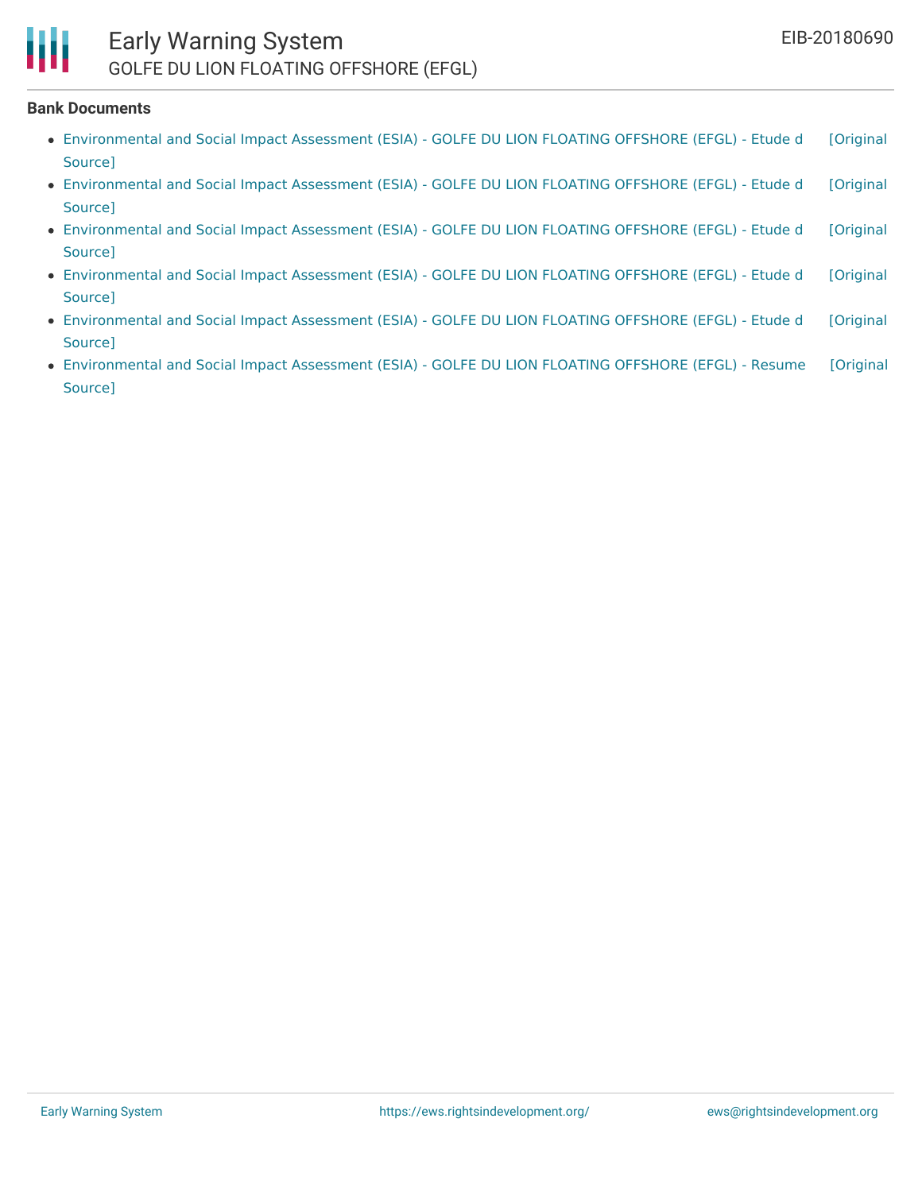**Bank Documents**

- Environmental and Social Impact Assessment (ESIA) - GOLFE DU LION FLOATING OFFSHORE (EFGL) - Etude d [Original Source]
- Environmental and Social Impact Assessment (ESIA) - GOLFE DU LION FLOATING OFFSHORE (EFGL) - Etude d [Original Source]
- Environmental and Social Impact Assessment (ESIA) - GOLFE DU LION FLOATING OFFSHORE (EFGL) - Etude d [Original Source]
- Environmental and Social Impact Assessment (ESIA) - GOLFE DU LION FLOATING OFFSHORE (EFGL) - Etude d [Original Source]
- Environmental and Social Impact Assessment (ESIA) - GOLFE DU LION FLOATING OFFSHORE (EFGL) - Etude d [Original Source]
- Environmental and Social Impact Assessment (ESIA) - GOLFE DU LION FLOATING OFFSHORE (EFGL) - Resume [Original Source]